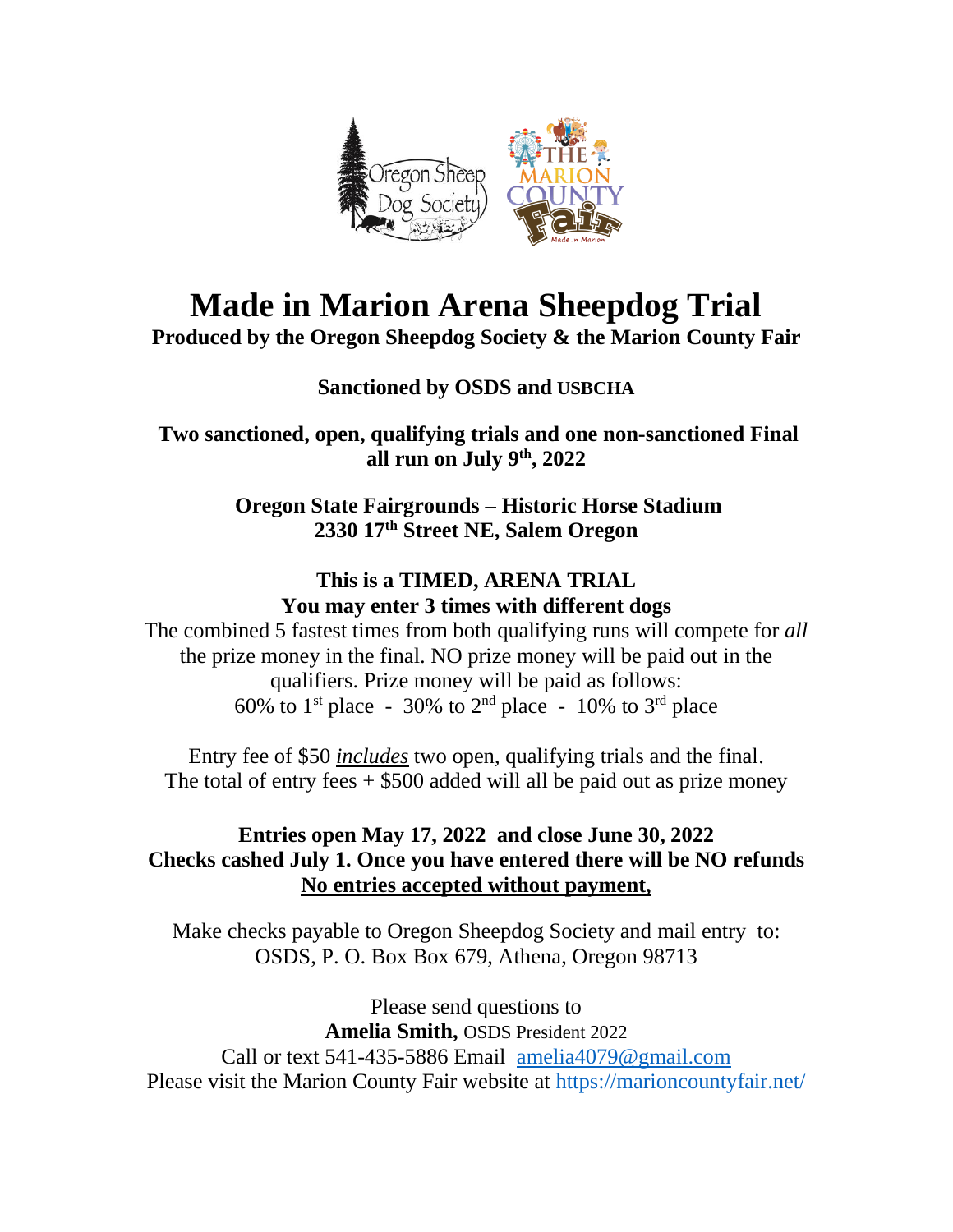# Made in Marion Arena Sheepdog Trial

**Produced by the Oregon Sheepdog Society & the Marion County Fair**

**Sanctioned by OSDS and USBCHA**

**Two sanctioned, open, qualifying trials and one non-sanctioned Final all run on July 9th, 2022**

**Oregon State Fairgrounds – Historic Horse Stadium**
**2330 17th Street NE, Salem Oregon**

**This is a TIMED, ARENA TRIAL**
**You may enter 3 times with different dogs**

The combined 5 fastest times from both qualifying runs will compete for *all* the prize money in the final. NO prize money will be paid out in the qualifiers. Prize money will be paid as follows:
60% to 1st place - 30% to 2nd place - 10% to 3rd place

Entry fee of $50 ***includes*** two open, qualifying trials and the final.
The total of entry fees + $500 added will all be paid out as prize money

**Entries open May 17, 2022 and close June 30, 2022**
**Checks cashed July 1. Once you have entered there will be NO refunds**
**No entries accepted without payment,**

Make checks payable to Oregon Sheepdog Society and mail entry to:
OSDS, P. O. Box Box 679, Athena, Oregon 98713

Please send questions to
**Amelia Smith,** OSDS President 2022
Call or text 541-435-5886 Email [amelia4079@gmail.com](mailto:amelia4079@gmail.com)
Please visit the Marion County Fair website at [https://marioncountyfair.net/](https://marioncountyfair.net/)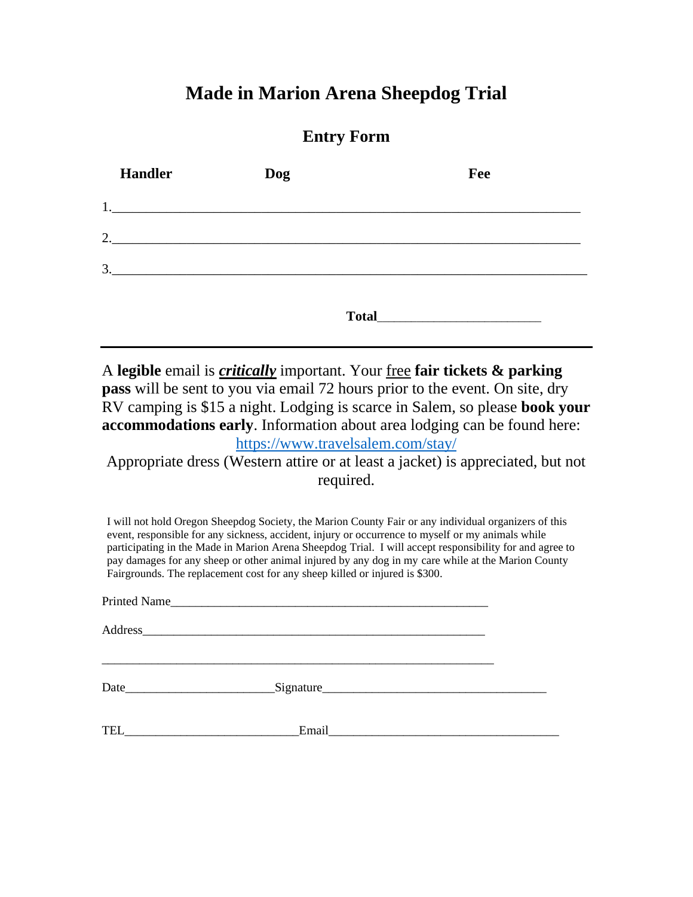# Made in Marion Arena Sheepdog Trial

## Entry Form

| Handler | Dog | Fee |
|---|---|---|
| 1.__________ | | |
| 2.__________ | | |
| 3.__________ | | |

**Total**________________________

---

A **legible** email is ***critically*** important. Your free **fair tickets & parking pass** will be sent to you via email 72 hours prior to the event. On site, dry RV camping is $15 a night. Lodging is scarce in Salem, so please **book your accommodations early**. Information about area lodging can be found here: https://www.travelsalem.com/stay/

Appropriate dress (Western attire or at least a jacket) is appreciated, but not required.

I will not hold Oregon Sheepdog Society, the Marion County Fair or any individual organizers of this event, responsible for any sickness, accident, injury or occurrence to myself or my animals while participating in the Made in Marion Arena Sheepdog Trial. I will accept responsibility for and agree to pay damages for any sheep or other animal injured by any dog in my care while at the Marion County Fairgrounds. The replacement cost for any sheep killed or injured is $300.

Printed Name____________________________________________________

Address________________________________________________________

________________________________________________________________

Date________________________Signature___________________________________

TEL____________________________Email_____________________________________